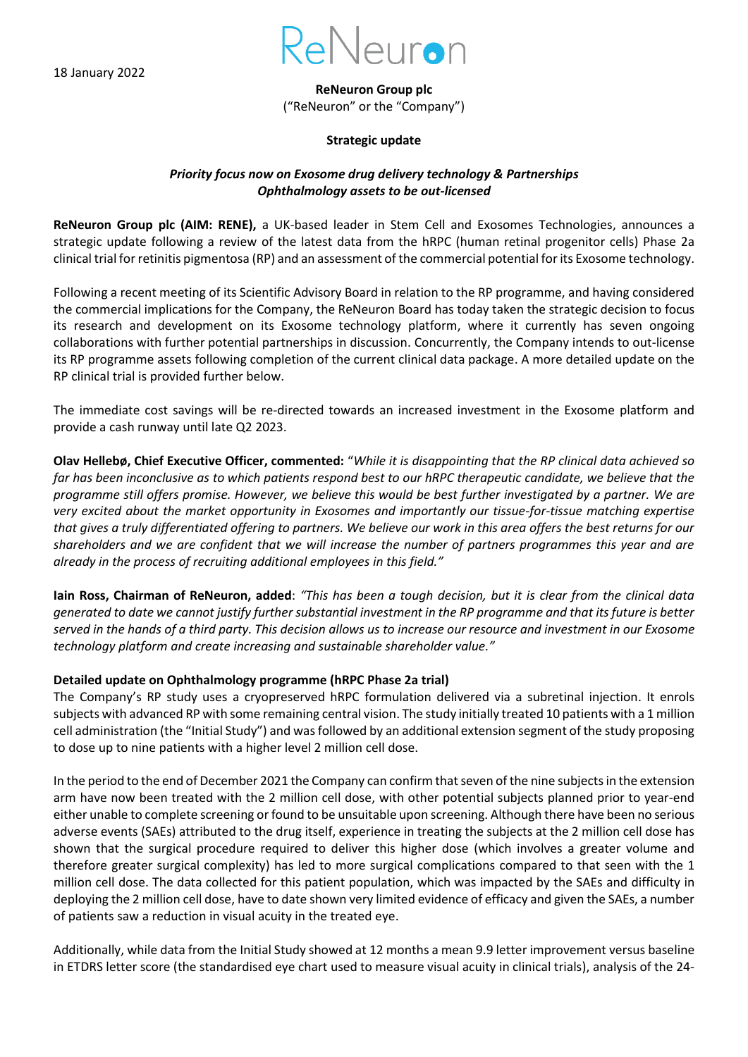18 January 2022

**ReNeuron Group plc**
("ReNeuron" or the "Company")

**Strategic update**

***Priority focus now on Exosome drug delivery technology & Partnerships***
***Ophthalmology assets to be out-licensed***

**ReNeuron Group plc (AIM: RENE),** a UK-based leader in Stem Cell and Exosomes Technologies, announces a strategic update following a review of the latest data from the hRPC (human retinal progenitor cells) Phase 2a clinical trial for retinitis pigmentosa (RP) and an assessment of the commercial potential for its Exosome technology.

Following a recent meeting of its Scientific Advisory Board in relation to the RP programme, and having considered the commercial implications for the Company, the ReNeuron Board has today taken the strategic decision to focus its research and development on its Exosome technology platform, where it currently has seven ongoing collaborations with further potential partnerships in discussion. Concurrently, the Company intends to out-license its RP programme assets following completion of the current clinical data package. A more detailed update on the RP clinical trial is provided further below.

The immediate cost savings will be re-directed towards an increased investment in the Exosome platform and provide a cash runway until late Q2 2023.

**Olav Hellebø, Chief Executive Officer, commented:** "*While it is disappointing that the RP clinical data achieved so far has been inconclusive as to which patients respond best to our hRPC therapeutic candidate, we believe that the programme still offers promise. However, we believe this would be best further investigated by a partner. We are very excited about the market opportunity in Exosomes and importantly our tissue-for-tissue matching expertise that gives a truly differentiated offering to partners. We believe our work in this area offers the best returns for our shareholders and we are confident that we will increase the number of partners programmes this year and are already in the process of recruiting additional employees in this field."*

**Iain Ross, Chairman of ReNeuron, added**: *"This has been a tough decision, but it is clear from the clinical data generated to date we cannot justify further substantial investment in the RP programme and that its future is better served in the hands of a third party. This decision allows us to increase our resource and investment in our Exosome technology platform and create increasing and sustainable shareholder value."*

**Detailed update on Ophthalmology programme (hRPC Phase 2a trial)**

The Company's RP study uses a cryopreserved hRPC formulation delivered via a subretinal injection. It enrols subjects with advanced RP with some remaining central vision. The study initially treated 10 patients with a 1 million cell administration (the "Initial Study") and was followed by an additional extension segment of the study proposing to dose up to nine patients with a higher level 2 million cell dose.

In the period to the end of December 2021 the Company can confirm that seven of the nine subjects in the extension arm have now been treated with the 2 million cell dose, with other potential subjects planned prior to year-end either unable to complete screening or found to be unsuitable upon screening. Although there have been no serious adverse events (SAEs) attributed to the drug itself, experience in treating the subjects at the 2 million cell dose has shown that the surgical procedure required to deliver this higher dose (which involves a greater volume and therefore greater surgical complexity) has led to more surgical complications compared to that seen with the 1 million cell dose. The data collected for this patient population, which was impacted by the SAEs and difficulty in deploying the 2 million cell dose, have to date shown very limited evidence of efficacy and given the SAEs, a number of patients saw a reduction in visual acuity in the treated eye.

Additionally, while data from the Initial Study showed at 12 months a mean 9.9 letter improvement versus baseline in ETDRS letter score (the standardised eye chart used to measure visual acuity in clinical trials), analysis of the 24-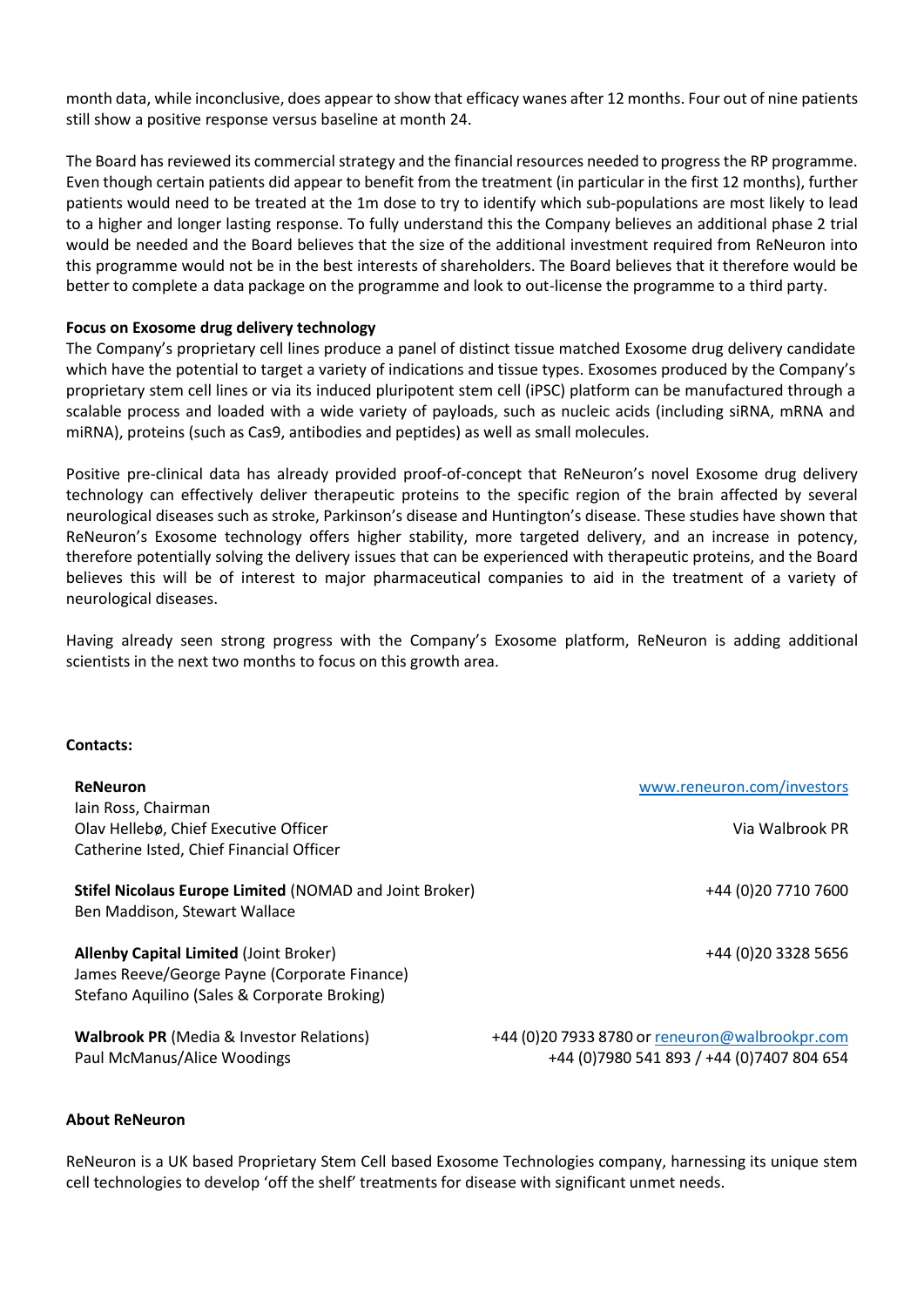month data, while inconclusive, does appear to show that efficacy wanes after 12 months. Four out of nine patients still show a positive response versus baseline at month 24.

The Board has reviewed its commercial strategy and the financial resources needed to progress the RP programme. Even though certain patients did appear to benefit from the treatment (in particular in the first 12 months), further patients would need to be treated at the 1m dose to try to identify which sub-populations are most likely to lead to a higher and longer lasting response. To fully understand this the Company believes an additional phase 2 trial would be needed and the Board believes that the size of the additional investment required from ReNeuron into this programme would not be in the best interests of shareholders. The Board believes that it therefore would be better to complete a data package on the programme and look to out-license the programme to a third party.

**Focus on Exosome drug delivery technology**

The Company's proprietary cell lines produce a panel of distinct tissue matched Exosome drug delivery candidate which have the potential to target a variety of indications and tissue types. Exosomes produced by the Company's proprietary stem cell lines or via its induced pluripotent stem cell (iPSC) platform can be manufactured through a scalable process and loaded with a wide variety of payloads, such as nucleic acids (including siRNA, mRNA and miRNA), proteins (such as Cas9, antibodies and peptides) as well as small molecules.

Positive pre-clinical data has already provided proof-of-concept that ReNeuron's novel Exosome drug delivery technology can effectively deliver therapeutic proteins to the specific region of the brain affected by several neurological diseases such as stroke, Parkinson's disease and Huntington's disease. These studies have shown that ReNeuron's Exosome technology offers higher stability, more targeted delivery, and an increase in potency, therefore potentially solving the delivery issues that can be experienced with therapeutic proteins, and the Board believes this will be of interest to major pharmaceutical companies to aid in the treatment of a variety of neurological diseases.

Having already seen strong progress with the Company's Exosome platform, ReNeuron is adding additional scientists in the next two months to focus on this growth area.

**Contacts:**

| | |
|---|---|
| **ReNeuron**<br>Iain Ross, Chairman<br>Olav Hellebø, Chief Executive Officer<br>Catherine Isted, Chief Financial Officer | www.reneuron.com/investors<br><br>Via Walbrook PR |
| **Stifel Nicolaus Europe Limited** (NOMAD and Joint Broker)<br>Ben Maddison, Stewart Wallace | +44 (0)20 7710 7600 |
| **Allenby Capital Limited** (Joint Broker)<br>James Reeve/George Payne (Corporate Finance)<br>Stefano Aquilino (Sales & Corporate Broking) | +44 (0)20 3328 5656 |
| **Walbrook PR** (Media & Investor Relations)<br>Paul McManus/Alice Woodings | +44 (0)20 7933 8780 or reneuron@walbrookpr.com<br>+44 (0)7980 541 893 / +44 (0)7407 804 654 |

**About ReNeuron**

ReNeuron is a UK based Proprietary Stem Cell based Exosome Technologies company, harnessing its unique stem cell technologies to develop 'off the shelf' treatments for disease with significant unmet needs.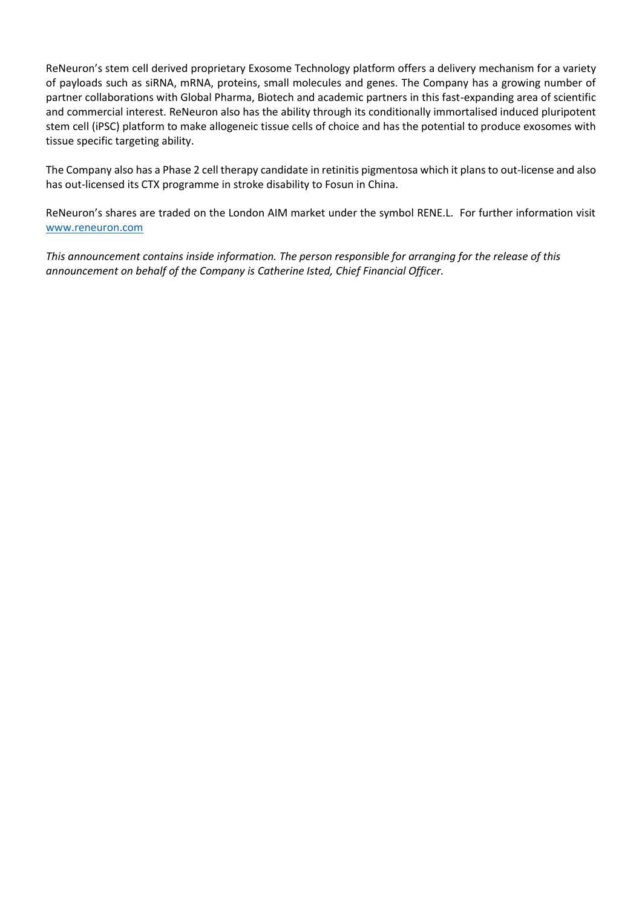ReNeuron's stem cell derived proprietary Exosome Technology platform offers a delivery mechanism for a variety of payloads such as siRNA, mRNA, proteins, small molecules and genes. The Company has a growing number of partner collaborations with Global Pharma, Biotech and academic partners in this fast-expanding area of scientific and commercial interest. ReNeuron also has the ability through its conditionally immortalised induced pluripotent stem cell (iPSC) platform to make allogeneic tissue cells of choice and has the potential to produce exosomes with tissue specific targeting ability.

The Company also has a Phase 2 cell therapy candidate in retinitis pigmentosa which it plans to out-license and also has out-licensed its CTX programme in stroke disability to Fosun in China.

ReNeuron's shares are traded on the London AIM market under the symbol RENE.L. For further information visit [www.reneuron.com](www.reneuron.com)

*This announcement contains inside information. The person responsible for arranging for the release of this announcement on behalf of the Company is Catherine Isted, Chief Financial Officer.*